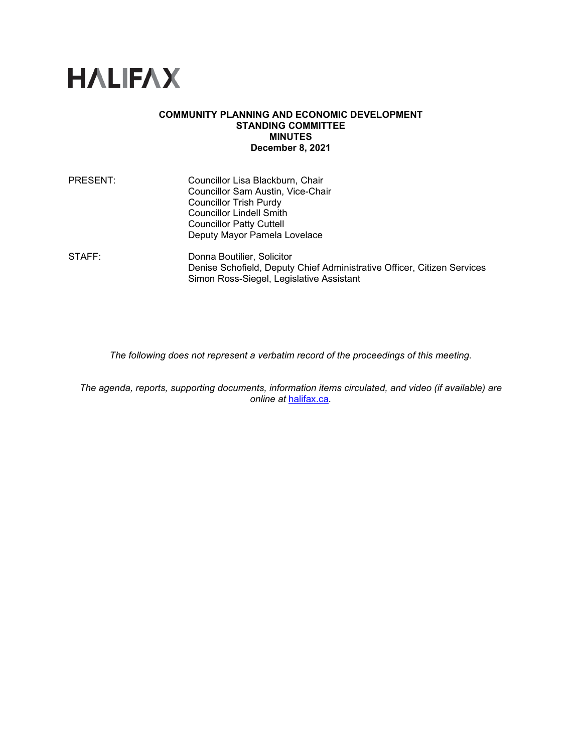# HALIFAX

**COMMUNITY PLANNING AND ECONOMIC DEVELOPMENT STANDING COMMITTEE MINUTES**
**December 8, 2021**

| | |
|---|---|
| PRESENT: | Councillor Lisa Blackburn, Chair<br>Councillor Sam Austin, Vice-Chair<br>Councillor Trish Purdy<br>Councillor Lindell Smith<br>Councillor Patty Cuttell<br>Deputy Mayor Pamela Lovelace |
| STAFF: | Donna Boutilier, Solicitor<br>Denise Schofield, Deputy Chief Administrative Officer, Citizen Services<br>Simon Ross-Siegel, Legislative Assistant |

*The following does not represent a verbatim record of the proceedings of this meeting.*

*The agenda, reports, supporting documents, information items circulated, and video (if available) are online at [halifax.ca](halifax.ca).*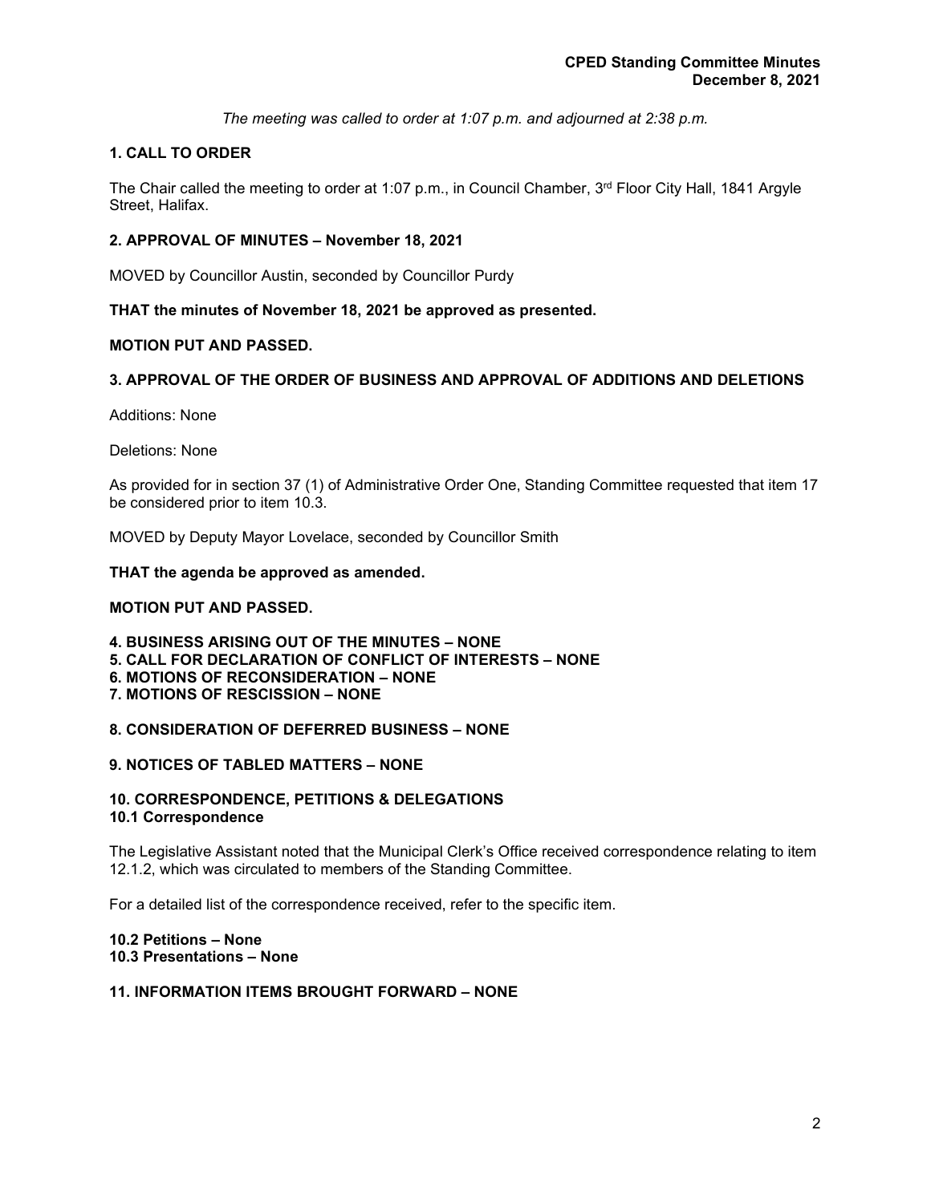*The meeting was called to order at 1:07 p.m. and adjourned at 2:38 p.m.*

## 1. CALL TO ORDER

The Chair called the meeting to order at 1:07 p.m., in Council Chamber, 3rd Floor City Hall, 1841 Argyle Street, Halifax.

## 2. APPROVAL OF MINUTES – November 18, 2021

MOVED by Councillor Austin, seconded by Councillor Purdy

**THAT the minutes of November 18, 2021 be approved as presented.**

**MOTION PUT AND PASSED.**

## 3. APPROVAL OF THE ORDER OF BUSINESS AND APPROVAL OF ADDITIONS AND DELETIONS

Additions: None

Deletions: None

As provided for in section 37 (1) of Administrative Order One, Standing Committee requested that item 17 be considered prior to item 10.3.

MOVED by Deputy Mayor Lovelace, seconded by Councillor Smith

**THAT the agenda be approved as amended.**

**MOTION PUT AND PASSED.**

## 4. BUSINESS ARISING OUT OF THE MINUTES – NONE
## 5. CALL FOR DECLARATION OF CONFLICT OF INTERESTS – NONE
## 6. MOTIONS OF RECONSIDERATION – NONE
## 7. MOTIONS OF RESCISSION – NONE

## 8. CONSIDERATION OF DEFERRED BUSINESS – NONE

## 9. NOTICES OF TABLED MATTERS – NONE

## 10. CORRESPONDENCE, PETITIONS & DELEGATIONS
### 10.1 Correspondence

The Legislative Assistant noted that the Municipal Clerk's Office received correspondence relating to item 12.1.2, which was circulated to members of the Standing Committee.

For a detailed list of the correspondence received, refer to the specific item.

### 10.2 Petitions – None
### 10.3 Presentations – None

## 11. INFORMATION ITEMS BROUGHT FORWARD – NONE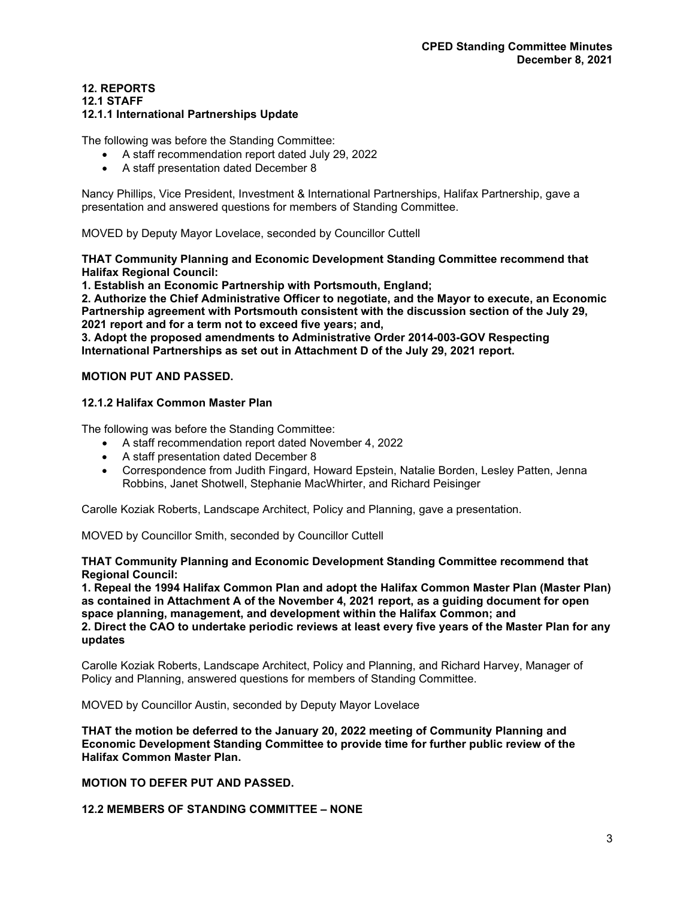## 12. REPORTS

### 12.1 STAFF

#### 12.1.1 International Partnerships Update

The following was before the Standing Committee:

- A staff recommendation report dated July 29, 2022
- A staff presentation dated December 8

Nancy Phillips, Vice President, Investment & International Partnerships, Halifax Partnership, gave a presentation and answered questions for members of Standing Committee.

MOVED by Deputy Mayor Lovelace, seconded by Councillor Cuttell

**THAT Community Planning and Economic Development Standing Committee recommend that Halifax Regional Council:**

**1. Establish an Economic Partnership with Portsmouth, England;**

**2. Authorize the Chief Administrative Officer to negotiate, and the Mayor to execute, an Economic Partnership agreement with Portsmouth consistent with the discussion section of the July 29, 2021 report and for a term not to exceed five years; and,**

**3. Adopt the proposed amendments to Administrative Order 2014-003-GOV Respecting International Partnerships as set out in Attachment D of the July 29, 2021 report.**

**MOTION PUT AND PASSED.**

#### 12.1.2 Halifax Common Master Plan

The following was before the Standing Committee:

- A staff recommendation report dated November 4, 2022
- A staff presentation dated December 8
- Correspondence from Judith Fingard, Howard Epstein, Natalie Borden, Lesley Patten, Jenna Robbins, Janet Shotwell, Stephanie MacWhirter, and Richard Peisinger

Carolle Koziak Roberts, Landscape Architect, Policy and Planning, gave a presentation.

MOVED by Councillor Smith, seconded by Councillor Cuttell

**THAT Community Planning and Economic Development Standing Committee recommend that Regional Council:**

**1. Repeal the 1994 Halifax Common Plan and adopt the Halifax Common Master Plan (Master Plan) as contained in Attachment A of the November 4, 2021 report, as a guiding document for open space planning, management, and development within the Halifax Common; and**

**2. Direct the CAO to undertake periodic reviews at least every five years of the Master Plan for any updates**

Carolle Koziak Roberts, Landscape Architect, Policy and Planning, and Richard Harvey, Manager of Policy and Planning, answered questions for members of Standing Committee.

MOVED by Councillor Austin, seconded by Deputy Mayor Lovelace

**THAT the motion be deferred to the January 20, 2022 meeting of Community Planning and Economic Development Standing Committee to provide time for further public review of the Halifax Common Master Plan.**

**MOTION TO DEFER PUT AND PASSED.**

### 12.2 MEMBERS OF STANDING COMMITTEE – NONE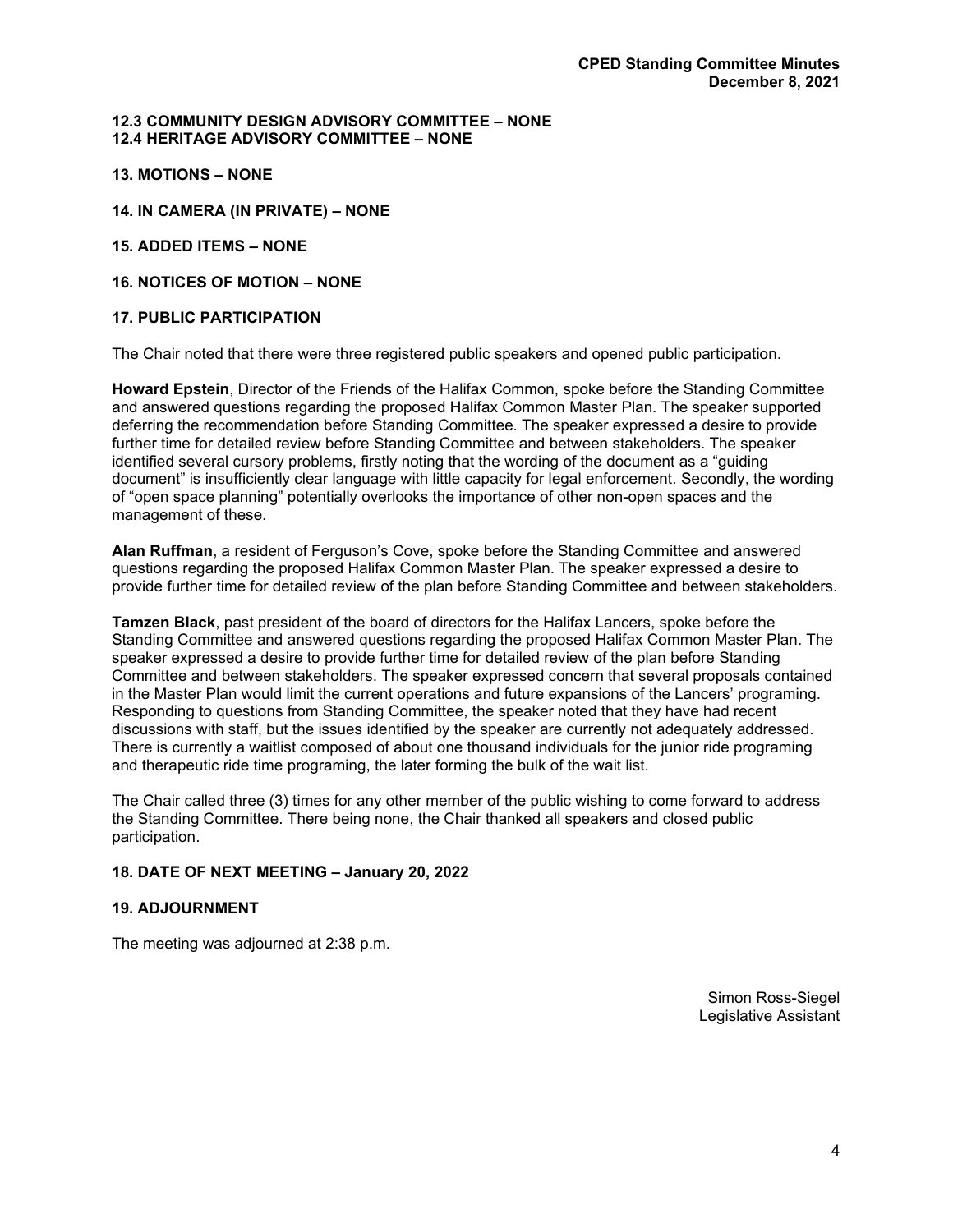### 12.3 COMMUNITY DESIGN ADVISORY COMMITTEE – NONE
### 12.4 HERITAGE ADVISORY COMMITTEE – NONE

## 13. MOTIONS – NONE

## 14. IN CAMERA (IN PRIVATE) – NONE

## 15. ADDED ITEMS – NONE

## 16. NOTICES OF MOTION – NONE

## 17. PUBLIC PARTICIPATION

The Chair noted that there were three registered public speakers and opened public participation.

**Howard Epstein**, Director of the Friends of the Halifax Common, spoke before the Standing Committee and answered questions regarding the proposed Halifax Common Master Plan. The speaker supported deferring the recommendation before Standing Committee. The speaker expressed a desire to provide further time for detailed review before Standing Committee and between stakeholders. The speaker identified several cursory problems, firstly noting that the wording of the document as a "guiding document" is insufficiently clear language with little capacity for legal enforcement. Secondly, the wording of "open space planning" potentially overlooks the importance of other non-open spaces and the management of these.

**Alan Ruffman**, a resident of Ferguson's Cove, spoke before the Standing Committee and answered questions regarding the proposed Halifax Common Master Plan. The speaker expressed a desire to provide further time for detailed review of the plan before Standing Committee and between stakeholders.

**Tamzen Black**, past president of the board of directors for the Halifax Lancers, spoke before the Standing Committee and answered questions regarding the proposed Halifax Common Master Plan. The speaker expressed a desire to provide further time for detailed review of the plan before Standing Committee and between stakeholders. The speaker expressed concern that several proposals contained in the Master Plan would limit the current operations and future expansions of the Lancers' programing. Responding to questions from Standing Committee, the speaker noted that they have had recent discussions with staff, but the issues identified by the speaker are currently not adequately addressed. There is currently a waitlist composed of about one thousand individuals for the junior ride programing and therapeutic ride time programing, the later forming the bulk of the wait list.

The Chair called three (3) times for any other member of the public wishing to come forward to address the Standing Committee. There being none, the Chair thanked all speakers and closed public participation.

## 18. DATE OF NEXT MEETING – January 20, 2022

## 19. ADJOURNMENT

The meeting was adjourned at 2:38 p.m.

Simon Ross-Siegel
Legislative Assistant